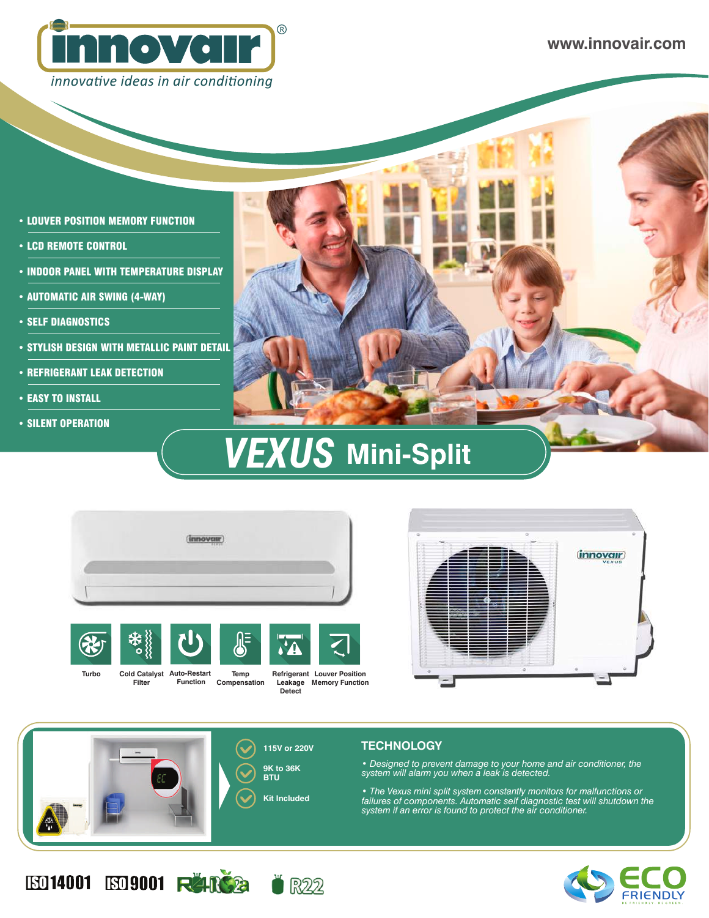innovair®

innovative ideas in air conditioning

www.innovair.com

- LOUVER POSITION MEMORY FUNCTION
- LCD REMOTE CONTROL
- INDOOR PANEL WITH TEMPERATURE DISPLAY
- AUTOMATIC AIR SWING (4-WAY)
- SELF DIAGNOSTICS
- STYLISH DESIGN WITH METALLIC PAINT DETAIL
- REFRIGERANT LEAK DETECTION
- EASY TO INSTALL
- SILENT OPERATION

# *VEXUS* Mini-Split

Turbo | Cold Catalyst Filter | Auto-Restart Function | Temp Compensation | Refrigerant Leakage Detect | Louver Position Memory Function

- 115V or 220V
- 9K to 36K BTU
- Kit Included

## TECHNOLOGY

*• Designed to prevent damage to your home and air conditioner, the system will alarm you when a leak is detected.*

*• The Vexus mini split system constantly monitors for malfunctions or failures of components. Automatic self diagnostic test will shutdown the system if an error is found to protect the air conditioner.*

ISO 14001 ISO 9001 R410a R22

ECO FRIENDLY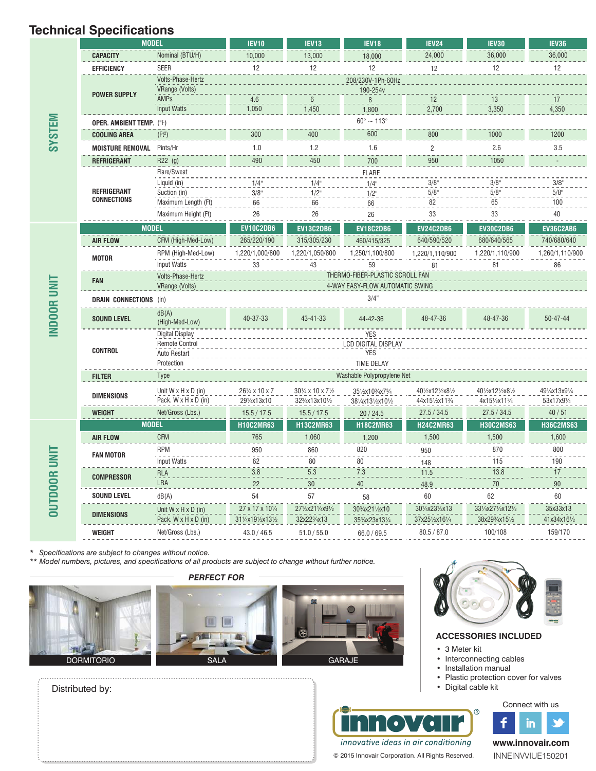# Technical Specifications

| | | | IEV10 | IEV13 | IEV18 | IEV24 | IEV30 | IEV36 |
|---|---|---|---|---|---|---|---|---|
| SYSTEM | MODEL | | IEV10 | IEV13 | IEV18 | IEV24 | IEV30 | IEV36 |
| | CAPACITY | Nominal (BTU/H) | 10,000 | 13,000 | 18,000 | 24,000 | 36,000 | 36,000 |
| | EFFICIENCY | SEER | 12 | 12 | 12 | 12 | 12 | 12 |
| | POWER SUPPLY | Volts-Phase-Hertz | 208/230V-1Ph-60Hz | | | | | |
| | | VRange (Volts) | 190-254v | | | | | |
| | | AMPs | 4.6 | 6 | 8 | 12 | 13 | 17 |
| | | Input Watts | 1,050 | 1,450 | 1,800 | 2,700 | 3,350 | 4,350 |
| | OPER. AMBIENT TEMP. | (°F) | 60° ~ 113° | | | | | |
| | COOLING AREA | (Ft²) | 300 | 400 | 600 | 800 | 1000 | 1200 |
| | MOISTURE REMOVAL | Pints/Hr | 1.0 | 1.2 | 1.6 | 2 | 2.6 | 3.5 |
| | REFRIGERANT | R22 (g) | 490 | 450 | 700 | 950 | 1050 | - |
| | REFRIGERANT CONNECTIONS | Flare/Sweat | FLARE | | | | | |
| | | Liquid (in) | 1/4" | 1/4" | 1/4" | 3/8" | 3/8" | 3/8" |
| | | Suction (in) | 3/8" | 1/2" | 1/2" | 5/8" | 5/8" | 5/8" |
| | | Maximum Length (Ft) | 66 | 66 | 66 | 82 | 65 | 100 |
| | | Maximum Height (Ft) | 26 | 26 | 26 | 33 | 33 | 40 |
| INDOOR UNIT | MODEL | | EV10C2DB6 | EV13C2DB6 | EV18C2DB6 | EV24C2DB6 | EV30C2DB6 | EV36C2AB6 |
| | AIR FLOW | CFM (High-Med-Low) | 265/220/190 | 315/305/230 | 460/415/325 | 640/590/520 | 680/640/565 | 740/680/640 |
| | MOTOR | RPM (High-Med-Low) | 1,220/1,000/800 | 1,220/1,050/800 | 1,250/1,100/800 | 1,220/1,110/900 | 1,220/1,110/900 | 1,260/1,110/900 |
| | | Input Watts | 33 | 43 | 59 | 81 | 81 | 86 |
| | FAN | Volts-Phase-Hertz | THERMO-FIBER-PLASTIC SCROLL FAN | | | | | |
| | | VRange (Volts) | 4-WAY EASY-FLOW AUTOMATIC SWING | | | | | |
| | DRAIN CONNECTIONS | (in) | 3/4" | | | | | |
| | SOUND LEVEL | dB(A) (High-Med-Low) | 40-37-33 | 43-41-33 | 44-42-36 | 48-47-36 | 48-47-36 | 50-47-44 |
| | CONTROL | Digital Display | YES | | | | | |
| | | Remote Control | LCD DIGITAL DISPLAY | | | | | |
| | | Auto Restart | YES | | | | | |
| | | Protection | TIME DELAY | | | | | |
| | FILTER | Type | Washable Polypropylene Net | | | | | |
| | DIMENSIONS | Unit W x H x D (in) | 26¼ x 10 x 7 | 30¼ x 10 x 7½ | 35½x10¾x7¾ | 40½x12½x8½ | 40½x12½x8½ | 49¼x13x9¼ |
| | | Pack. W x H x D (in) | 29¼x13x10 | 32¾x13x10½ | 38¼x13½x10½ | 44x15½x11¾ | 4x15½x11¾ | 53x17x9¼ |
| | WEIGHT | Net/Gross (Lbs.) | 15.5 / 17.5 | 15.5 / 17.5 | 20 / 24.5 | 27.5 / 34.5 | 27.5 / 34.5 | 40 / 51 |
| OUTDOOR UNIT | MODEL | | H10C2MR63 | H13C2MR63 | H18C2MR63 | H24C2MR63 | H30C2MS63 | H36C2MS63 |
| | AIR FLOW | CFM | 765 | 1,060 | 1,200 | 1,500 | 1,500 | 1,600 |
| | FAN MOTOR | RPM | 950 | 860 | 820 | 950 | 870 | 800 |
| | | Input Watts | 62 | 80 | 80 | 148 | 115 | 190 |
| | COMPRESSOR | RLA | 3.8 | 5.3 | 7.3 | 11.5 | 13.8 | 17 |
| | | LRA | 22 | 30 | 40 | 48.9 | 70 | 90 |
| | SOUND LEVEL | dB(A) | 54 | 57 | 58 | 60 | 62 | 60 |
| | DIMENSIONS | Unit W x H x D (in) | 27 x 17 x 10¼ | 27½x21¼x9½ | 30¾x21½x10 | 30¼x23½x13 | 33¼x27½x12½ | 35x33x13 |
| | | Pack. W x H x D (in) | 31¼x19½x13½ | 32x22¾x13 | 35¾x23x13¼ | 37x25½x16¼ | 38x29¾x15½ | 41x34x16½ |
| | WEIGHT | Net/Gross (Lbs.) | 43.0 / 46.5 | 51.0 / 55.0 | 66.0 / 69.5 | 80.5 / 87.0 | 100/108 | 159/170 |

*  *Specifications are subject to changes without notice.*
** *Model numbers, pictures, and specifications of all products are subject to change without further notice.*

**PERFECT FOR**

DORMITORIO

SALA

GARAJE

### ACCESSORIES INCLUDED

- 3 Meter kit
- Interconnecting cables
- Installation manual
- Plastic protection cover for valves
- Digital cable kit

Distributed by:

innovair®
*innovative ideas in air conditioning*

© 2015 Innovair Corporation. All Rights Reserved.

Connect with us

www.innovair.com

INNEINVVIUE150201